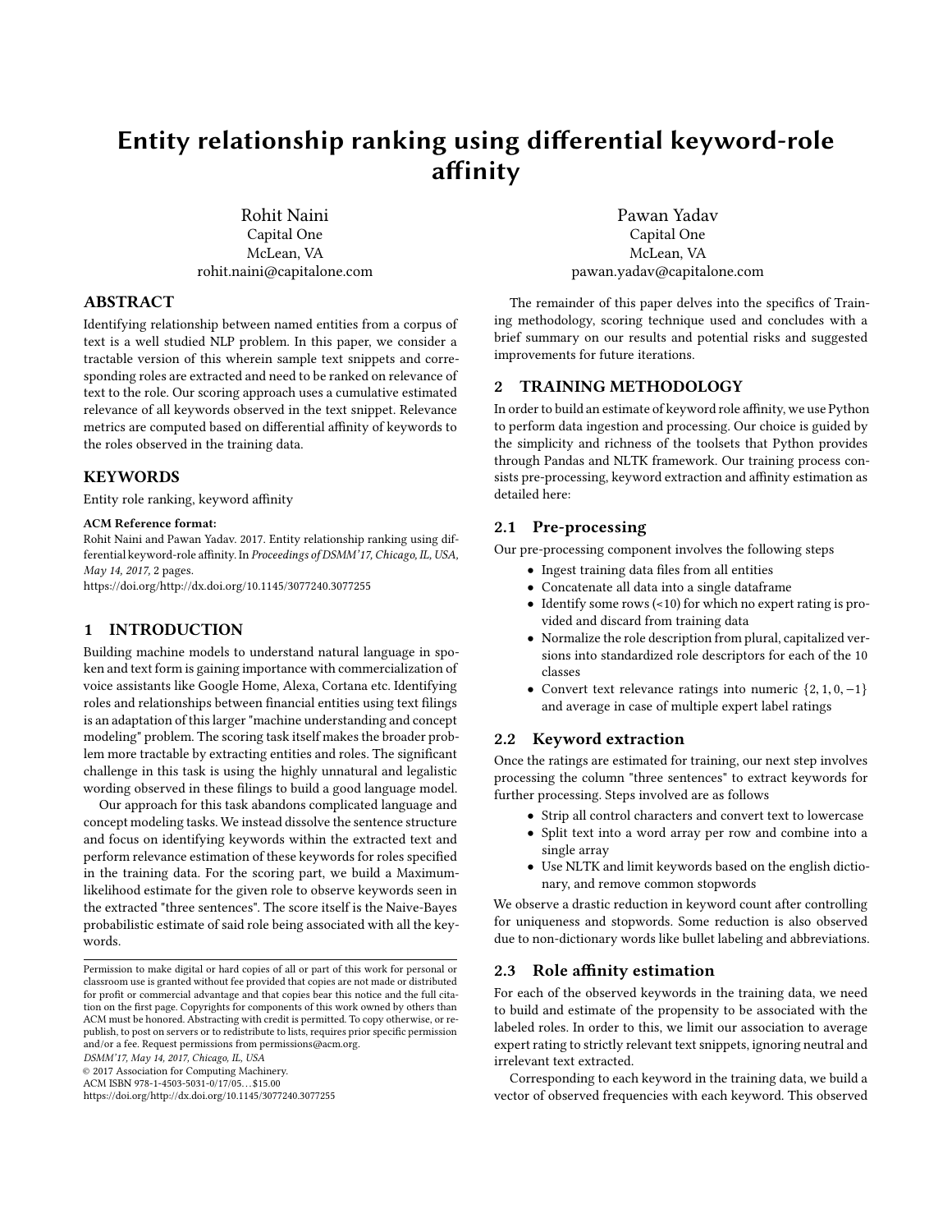# Entity relationship ranking using differential keyword-role affinity

Rohit Naini
Capital One
McLean, VA
rohit.naini@capitalone.com

Pawan Yadav
Capital One
McLean, VA
pawan.yadav@capitalone.com

## ABSTRACT

Identifying relationship between named entities from a corpus of text is a well studied NLP problem. In this paper, we consider a tractable version of this wherein sample text snippets and corresponding roles are extracted and need to be ranked on relevance of text to the role. Our scoring approach uses a cumulative estimated relevance of all keywords observed in the text snippet. Relevance metrics are computed based on differential affinity of keywords to the roles observed in the training data.

## KEYWORDS

Entity role ranking, keyword affinity

**ACM Reference format:**
Rohit Naini and Pawan Yadav. 2017. Entity relationship ranking using differential keyword-role affinity. In *Proceedings of DSMM'17, Chicago, IL, USA, May 14, 2017,* 2 pages.
https://doi.org/http://dx.doi.org/10.1145/3077240.3077255

## 1 INTRODUCTION

Building machine models to understand natural language in spoken and text form is gaining importance with commercialization of voice assistants like Google Home, Alexa, Cortana etc. Identifying roles and relationships between financial entities using text filings is an adaptation of this larger "machine understanding and concept modeling" problem. The scoring task itself makes the broader problem more tractable by extracting entities and roles. The significant challenge in this task is using the highly unnatural and legalistic wording observed in these filings to build a good language model.

Our approach for this task abandons complicated language and concept modeling tasks. We instead dissolve the sentence structure and focus on identifying keywords within the extracted text and perform relevance estimation of these keywords for roles specified in the training data. For the scoring part, we build a Maximum-likelihood estimate for the given role to observe keywords seen in the extracted "three sentences". The score itself is the Naive-Bayes probabilistic estimate of said role being associated with all the keywords.

Permission to make digital or hard copies of all or part of this work for personal or classroom use is granted without fee provided that copies are not made or distributed for profit or commercial advantage and that copies bear this notice and the full citation on the first page. Copyrights for components of this work owned by others than ACM must be honored. Abstracting with credit is permitted. To copy otherwise, or republish, to post on servers or to redistribute to lists, requires prior specific permission and/or a fee. Request permissions from permissions@acm.org.
*DSMM'17, May 14, 2017, Chicago, IL, USA*
© 2017 Association for Computing Machinery.
ACM ISBN 978-1-4503-5031-0/17/05...$15.00
https://doi.org/http://dx.doi.org/10.1145/3077240.3077255

The remainder of this paper delves into the specifics of Training methodology, scoring technique used and concludes with a brief summary on our results and potential risks and suggested improvements for future iterations.

## 2 TRAINING METHODOLOGY

In order to build an estimate of keyword role affinity, we use Python to perform data ingestion and processing. Our choice is guided by the simplicity and richness of the toolsets that Python provides through Pandas and NLTK framework. Our training process consists pre-processing, keyword extraction and affinity estimation as detailed here:

### 2.1 Pre-processing

Our pre-processing component involves the following steps

- Ingest training data files from all entities
- Concatenate all data into a single dataframe
- Identify some rows (<10) for which no expert rating is provided and discard from training data
- Normalize the role description from plural, capitalized versions into standardized role descriptors for each of the 10 classes
- Convert text relevance ratings into numeric $\{2, 1, 0, -1\}$ and average in case of multiple expert label ratings

### 2.2 Keyword extraction

Once the ratings are estimated for training, our next step involves processing the column "three sentences" to extract keywords for further processing. Steps involved are as follows

- Strip all control characters and convert text to lowercase
- Split text into a word array per row and combine into a single array
- Use NLTK and limit keywords based on the english dictionary, and remove common stopwords

We observe a drastic reduction in keyword count after controlling for uniqueness and stopwords. Some reduction is also observed due to non-dictionary words like bullet labeling and abbreviations.

### 2.3 Role affinity estimation

For each of the observed keywords in the training data, we need to build and estimate of the propensity to be associated with the labeled roles. In order to this, we limit our association to average expert rating to strictly relevant text snippets, ignoring neutral and irrelevant text extracted.

Corresponding to each keyword in the training data, we build a vector of observed frequencies with each keyword. This observed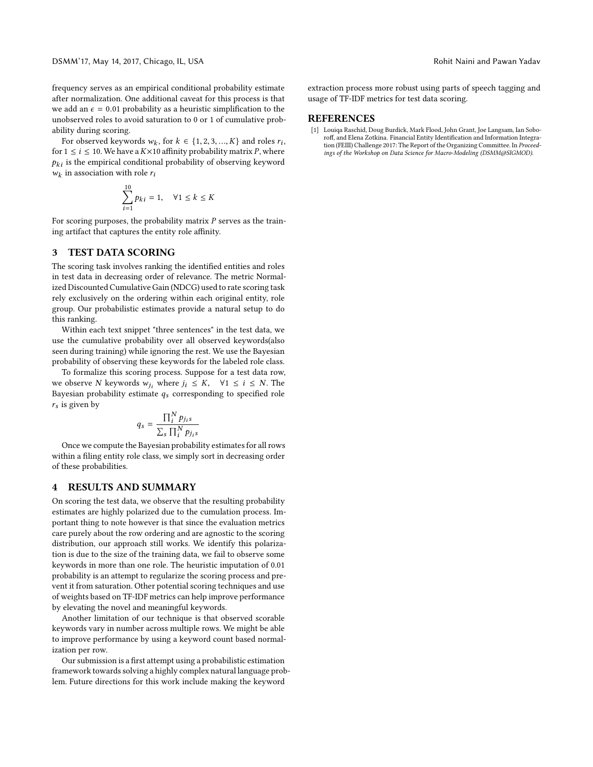frequency serves as an empirical conditional probability estimate after normalization. One additional caveat for this process is that we add an $\epsilon = 0.01$ probability as a heuristic simplification to the unobserved roles to avoid saturation to 0 or 1 of cumulative probability during scoring.

For observed keywords $w_k$, for $k \in \{1, 2, 3, ..., K\}$ and roles $r_i$, for $1 \leq i \leq 10$. We have a $K \times 10$ affinity probability matrix $P$, where $p_{ki}$ is the empirical conditional probability of observing keyword $w_k$ in association with role $r_i$

$$\sum_{i=1}^{10} p_{ki} = 1, \quad \forall 1 \leq k \leq K$$

For scoring purposes, the probability matrix $P$ serves as the training artifact that captures the entity role affinity.

## 3 TEST DATA SCORING

The scoring task involves ranking the identified entities and roles in test data in decreasing order of relevance. The metric Normalized Discounted Cumulative Gain (NDCG) used to rate scoring task rely exclusively on the ordering within each original entity, role group. Our probabilistic estimates provide a natural setup to do this ranking.

Within each text snippet "three sentences" in the test data, we use the cumulative probability over all observed keywords(also seen during training) while ignoring the rest. We use the Bayesian probability of observing these keywords for the labeled role class.

To formalize this scoring process. Suppose for a test data row, we observe $N$ keywords $w_{j_i}$ where $j_i \leq K, \quad \forall 1 \leq i \leq N$. The Bayesian probability estimate $q_s$ corresponding to specified role $r_s$ is given by

$$q_s = \frac{\prod_i^N p_{j_i s}}{\sum_s \prod_i^N p_{j_i s}}$$

Once we compute the Bayesian probability estimates for all rows within a filing entity role class, we simply sort in decreasing order of these probabilities.

## 4 RESULTS AND SUMMARY

On scoring the test data, we observe that the resulting probability estimates are highly polarized due to the cumulation process. Important thing to note however is that since the evaluation metrics care purely about the row ordering and are agnostic to the scoring distribution, our approach still works. We identify this polarization is due to the size of the training data, we fail to observe some keywords in more than one role. The heuristic imputation of 0.01 probability is an attempt to regularize the scoring process and prevent it from saturation. Other potential scoring techniques and use of weights based on TF-IDF metrics can help improve performance by elevating the novel and meaningful keywords.

Another limitation of our technique is that observed scorable keywords vary in number across multiple rows. We might be able to improve performance by using a keyword count based normalization per row.

Our submission is a first attempt using a probabilistic estimation framework towards solving a highly complex natural language problem. Future directions for this work include making the keyword extraction process more robust using parts of speech tagging and usage of TF-IDF metrics for test data scoring.

## REFERENCES

[1] Louiqa Raschid, Doug Burdick, Mark Flood, John Grant, Joe Langsam, Ian Soboroff, and Elena Zotkina. Financial Entity Identification and Information Integration (FEIII) Challenge 2017: The Report of the Organizing Committee. In *Proceedings of the Workshop on Data Science for Macro-Modeling (DSMM@SIGMOD).*